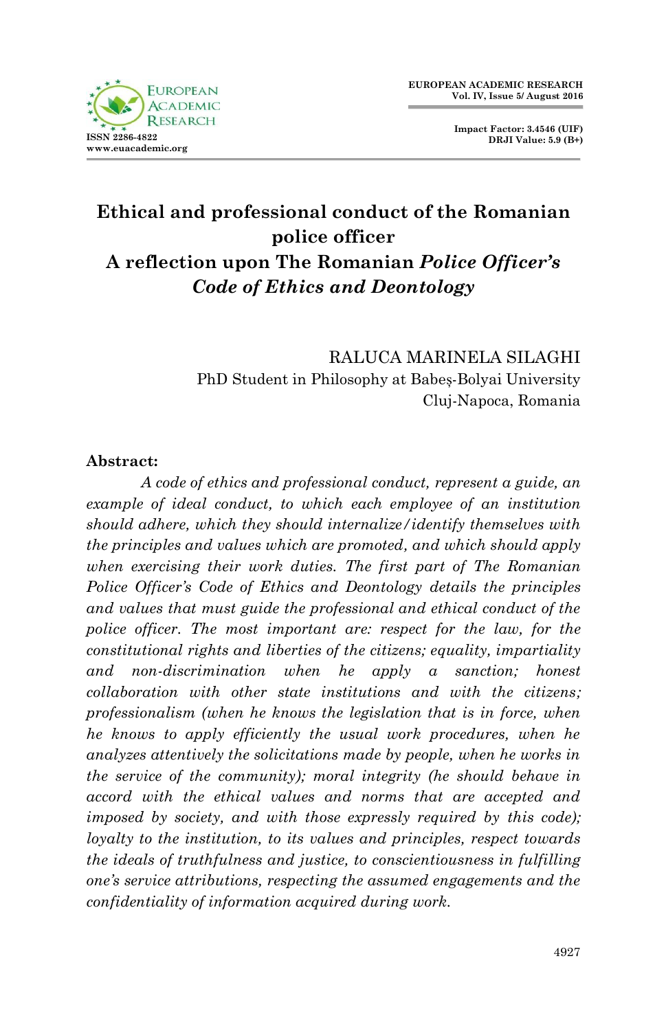# Ethical and professional conduct of the Romanian police officer

## A reflection upon The Romanian *Police Officer's Code of Ethics and Deontology*

RALUCA MARINELA SILAGHI
PhD Student in Philosophy at Babeș-Bolyai University
Cluj-Napoca, Romania

**Abstract:**

*A code of ethics and professional conduct, represent a guide, an example of ideal conduct, to which each employee of an institution should adhere, which they should internalize/identify themselves with the principles and values which are promoted, and which should apply when exercising their work duties. The first part of The Romanian Police Officer's Code of Ethics and Deontology details the principles and values that must guide the professional and ethical conduct of the police officer. The most important are: respect for the law, for the constitutional rights and liberties of the citizens; equality, impartiality and non-discrimination when he apply a sanction; honest collaboration with other state institutions and with the citizens; professionalism (when he knows the legislation that is in force, when he knows to apply efficiently the usual work procedures, when he analyzes attentively the solicitations made by people, when he works in the service of the community); moral integrity (he should behave in accord with the ethical values and norms that are accepted and imposed by society, and with those expressly required by this code); loyalty to the institution, to its values and principles, respect towards the ideals of truthfulness and justice, to conscientiousness in fulfilling one's service attributions, respecting the assumed engagements and the confidentiality of information acquired during work.*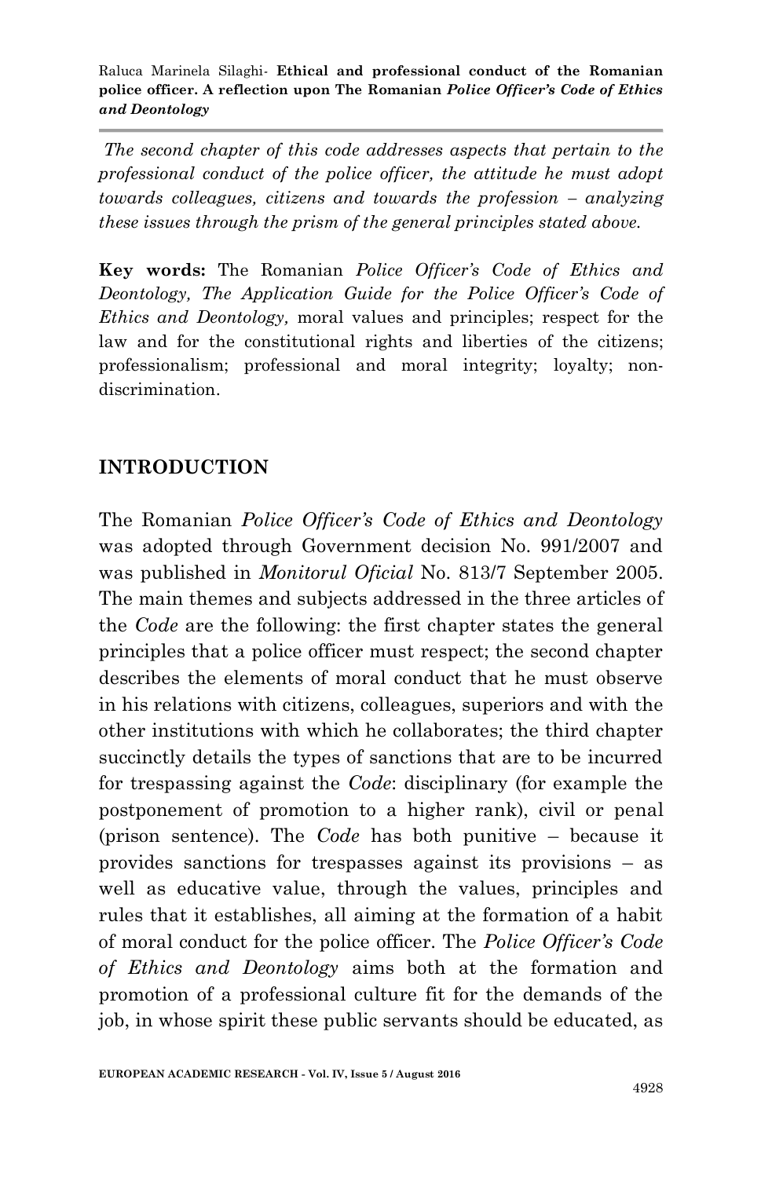*The second chapter of this code addresses aspects that pertain to the professional conduct of the police officer, the attitude he must adopt towards colleagues, citizens and towards the profession – analyzing these issues through the prism of the general principles stated above.*

**Key words:** The Romanian *Police Officer's Code of Ethics and Deontology, The Application Guide for the Police Officer's Code of Ethics and Deontology,* moral values and principles; respect for the law and for the constitutional rights and liberties of the citizens; professionalism; professional and moral integrity; loyalty; non-discrimination.

## INTRODUCTION

The Romanian *Police Officer's Code of Ethics and Deontology* was adopted through Government decision No. 991/2007 and was published in *Monitorul Oficial* No. 813/7 September 2005. The main themes and subjects addressed in the three articles of the *Code* are the following: the first chapter states the general principles that a police officer must respect; the second chapter describes the elements of moral conduct that he must observe in his relations with citizens, colleagues, superiors and with the other institutions with which he collaborates; the third chapter succinctly details the types of sanctions that are to be incurred for trespassing against the *Code*: disciplinary (for example the postponement of promotion to a higher rank), civil or penal (prison sentence). The *Code* has both punitive – because it provides sanctions for trespasses against its provisions – as well as educative value, through the values, principles and rules that it establishes, all aiming at the formation of a habit of moral conduct for the police officer. The *Police Officer's Code of Ethics and Deontology* aims both at the formation and promotion of a professional culture fit for the demands of the job, in whose spirit these public servants should be educated, as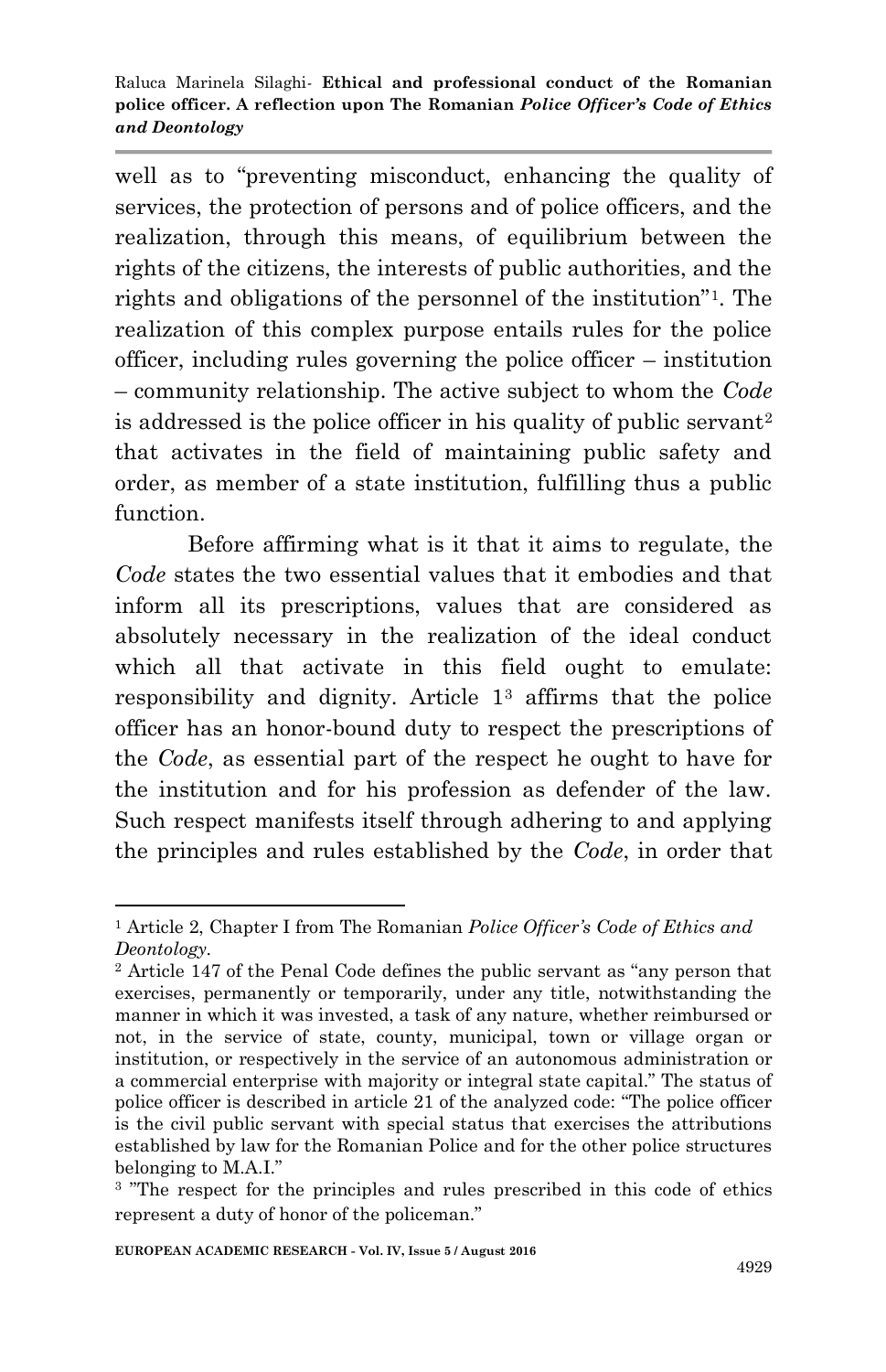well as to "preventing misconduct, enhancing the quality of services, the protection of persons and of police officers, and the realization, through this means, of equilibrium between the rights of the citizens, the interests of public authorities, and the rights and obligations of the personnel of the institution"[1]. The realization of this complex purpose entails rules for the police officer, including rules governing the police officer – institution – community relationship. The active subject to whom the *Code* is addressed is the police officer in his quality of public servant[2] that activates in the field of maintaining public safety and order, as member of a state institution, fulfilling thus a public function.

Before affirming what is it that it aims to regulate, the *Code* states the two essential values that it embodies and that inform all its prescriptions, values that are considered as absolutely necessary in the realization of the ideal conduct which all that activate in this field ought to emulate: responsibility and dignity. Article 1[3] affirms that the police officer has an honor-bound duty to respect the prescriptions of the *Code*, as essential part of the respect he ought to have for the institution and for his profession as defender of the law. Such respect manifests itself through adhering to and applying the principles and rules established by the *Code*, in order that

---

[1] Article 2, Chapter I from The Romanian *Police Officer's Code of Ethics and Deontology*.

[2] Article 147 of the Penal Code defines the public servant as "any person that exercises, permanently or temporarily, under any title, notwithstanding the manner in which it was invested, a task of any nature, whether reimbursed or not, in the service of state, county, municipal, town or village organ or institution, or respectively in the service of an autonomous administration or a commercial enterprise with majority or integral state capital." The status of police officer is described in article 21 of the analyzed code: "The police officer is the civil public servant with special status that exercises the attributions established by law for the Romanian Police and for the other police structures belonging to M.A.I."

[3] "The respect for the principles and rules prescribed in this code of ethics represent a duty of honor of the policeman."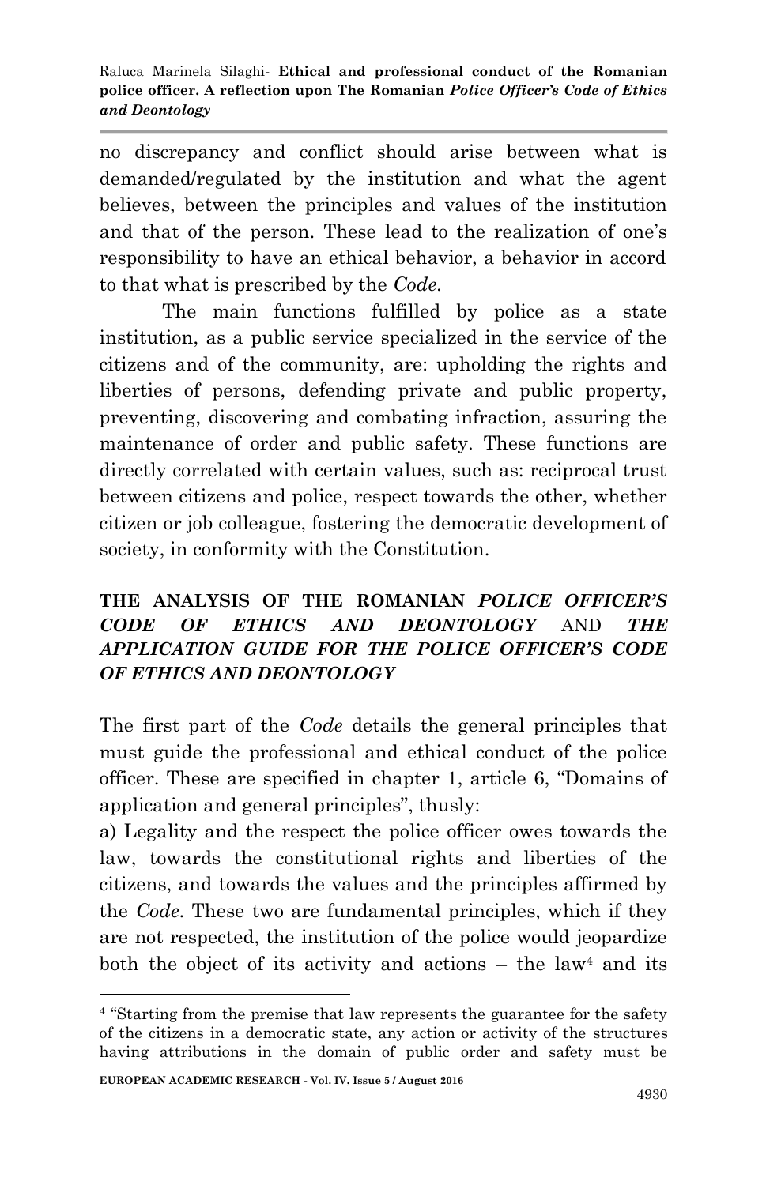no discrepancy and conflict should arise between what is demanded/regulated by the institution and what the agent believes, between the principles and values of the institution and that of the person. These lead to the realization of one's responsibility to have an ethical behavior, a behavior in accord to that what is prescribed by the *Code*.

The main functions fulfilled by police as a state institution, as a public service specialized in the service of the citizens and of the community, are: upholding the rights and liberties of persons, defending private and public property, preventing, discovering and combating infraction, assuring the maintenance of order and public safety. These functions are directly correlated with certain values, such as: reciprocal trust between citizens and police, respect towards the other, whether citizen or job colleague, fostering the democratic development of society, in conformity with the Constitution.

## THE ANALYSIS OF THE ROMANIAN *POLICE OFFICER'S CODE OF ETHICS AND DEONTOLOGY* AND *THE APPLICATION GUIDE FOR THE POLICE OFFICER'S CODE OF ETHICS AND DEONTOLOGY*

The first part of the *Code* details the general principles that must guide the professional and ethical conduct of the police officer. These are specified in chapter 1, article 6, "Domains of application and general principles", thusly:

a) Legality and the respect the police officer owes towards the law, towards the constitutional rights and liberties of the citizens, and towards the values and the principles affirmed by the *Code*. These two are fundamental principles, which if they are not respected, the institution of the police would jeopardize both the object of its activity and actions – the law[4] and its

[4] "Starting from the premise that law represents the guarantee for the safety of the citizens in a democratic state, any action or activity of the structures having attributions in the domain of public order and safety must be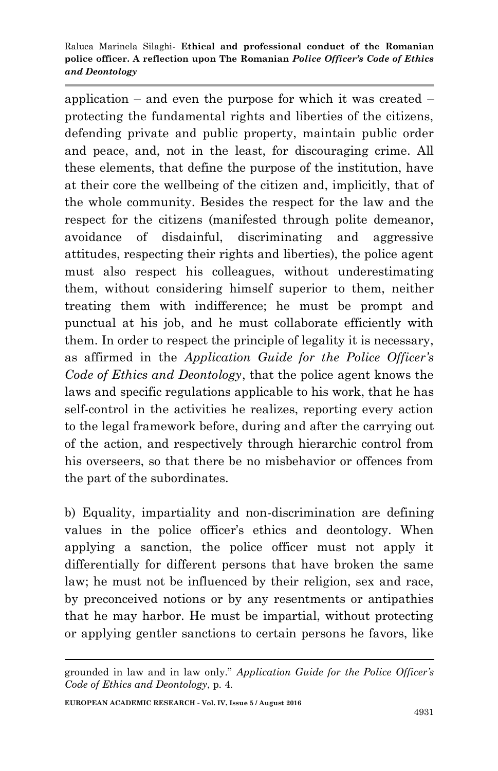application – and even the purpose for which it was created – protecting the fundamental rights and liberties of the citizens, defending private and public property, maintain public order and peace, and, not in the least, for discouraging crime. All these elements, that define the purpose of the institution, have at their core the wellbeing of the citizen and, implicitly, that of the whole community. Besides the respect for the law and the respect for the citizens (manifested through polite demeanor, avoidance of disdainful, discriminating and aggressive attitudes, respecting their rights and liberties), the police agent must also respect his colleagues, without underestimating them, without considering himself superior to them, neither treating them with indifference; he must be prompt and punctual at his job, and he must collaborate efficiently with them. In order to respect the principle of legality it is necessary, as affirmed in the *Application Guide for the Police Officer's Code of Ethics and Deontology*, that the police agent knows the laws and specific regulations applicable to his work, that he has self-control in the activities he realizes, reporting every action to the legal framework before, during and after the carrying out of the action, and respectively through hierarchic control from his overseers, so that there be no misbehavior or offences from the part of the subordinates.

b) Equality, impartiality and non-discrimination are defining values in the police officer's ethics and deontology. When applying a sanction, the police officer must not apply it differentially for different persons that have broken the same law; he must not be influenced by their religion, sex and race, by preconceived notions or by any resentments or antipathies that he may harbor. He must be impartial, without protecting or applying gentler sanctions to certain persons he favors, like

---

grounded in law and in law only." *Application Guide for the Police Officer's Code of Ethics and Deontology*, p. 4.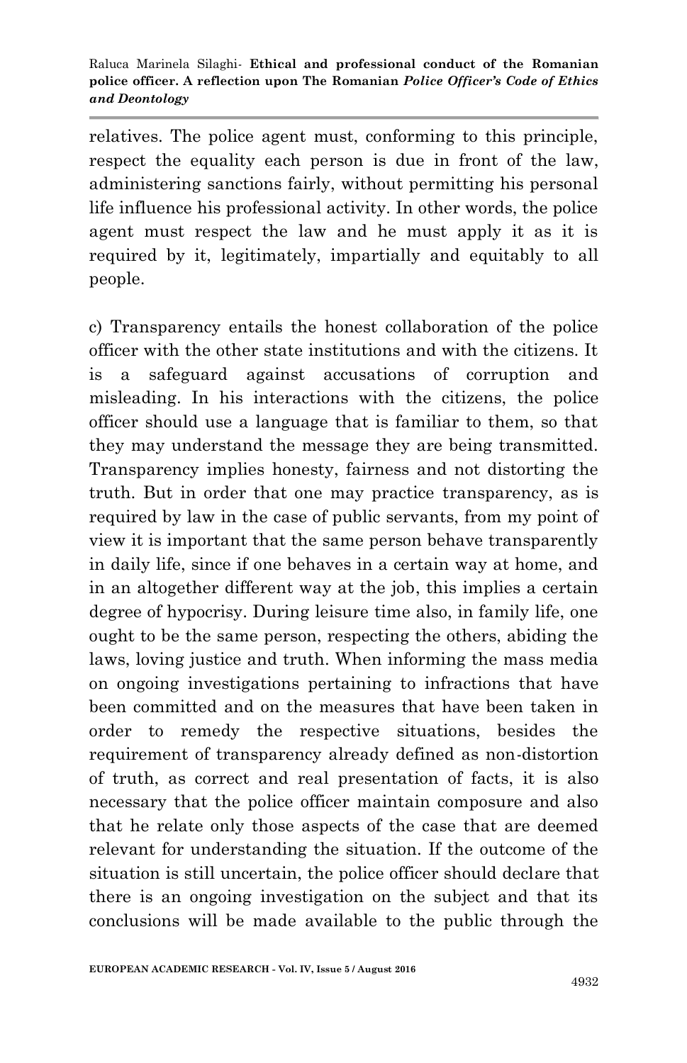relatives. The police agent must, conforming to this principle, respect the equality each person is due in front of the law, administering sanctions fairly, without permitting his personal life influence his professional activity. In other words, the police agent must respect the law and he must apply it as it is required by it, legitimately, impartially and equitably to all people.

c) Transparency entails the honest collaboration of the police officer with the other state institutions and with the citizens. It is a safeguard against accusations of corruption and misleading. In his interactions with the citizens, the police officer should use a language that is familiar to them, so that they may understand the message they are being transmitted. Transparency implies honesty, fairness and not distorting the truth. But in order that one may practice transparency, as is required by law in the case of public servants, from my point of view it is important that the same person behave transparently in daily life, since if one behaves in a certain way at home, and in an altogether different way at the job, this implies a certain degree of hypocrisy. During leisure time also, in family life, one ought to be the same person, respecting the others, abiding the laws, loving justice and truth. When informing the mass media on ongoing investigations pertaining to infractions that have been committed and on the measures that have been taken in order to remedy the respective situations, besides the requirement of transparency already defined as non-distortion of truth, as correct and real presentation of facts, it is also necessary that the police officer maintain composure and also that he relate only those aspects of the case that are deemed relevant for understanding the situation. If the outcome of the situation is still uncertain, the police officer should declare that there is an ongoing investigation on the subject and that its conclusions will be made available to the public through the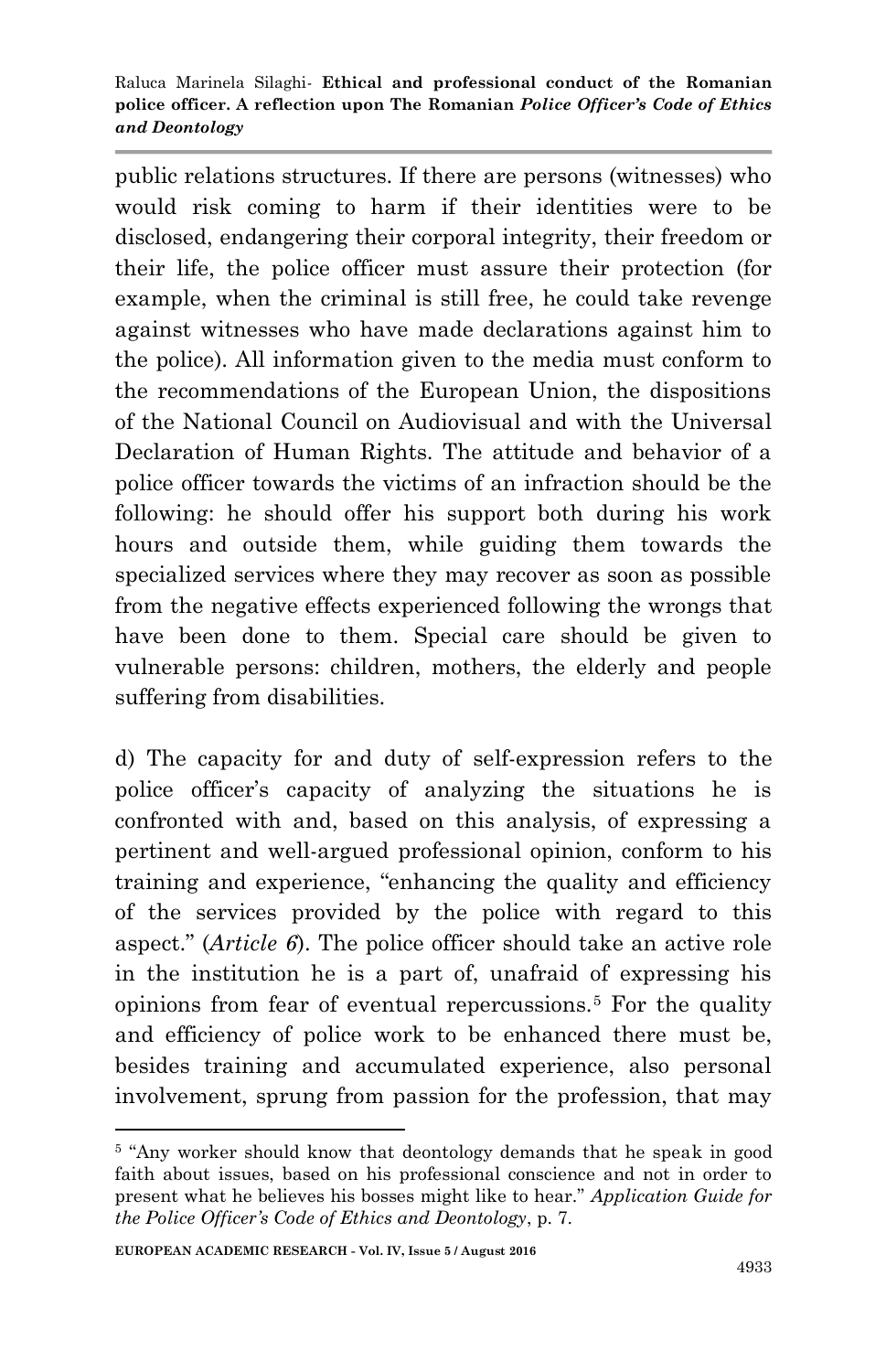public relations structures. If there are persons (witnesses) who would risk coming to harm if their identities were to be disclosed, endangering their corporal integrity, their freedom or their life, the police officer must assure their protection (for example, when the criminal is still free, he could take revenge against witnesses who have made declarations against him to the police). All information given to the media must conform to the recommendations of the European Union, the dispositions of the National Council on Audiovisual and with the Universal Declaration of Human Rights. The attitude and behavior of a police officer towards the victims of an infraction should be the following: he should offer his support both during his work hours and outside them, while guiding them towards the specialized services where they may recover as soon as possible from the negative effects experienced following the wrongs that have been done to them. Special care should be given to vulnerable persons: children, mothers, the elderly and people suffering from disabilities.

d) The capacity for and duty of self-expression refers to the police officer's capacity of analyzing the situations he is confronted with and, based on this analysis, of expressing a pertinent and well-argued professional opinion, conform to his training and experience, "enhancing the quality and efficiency of the services provided by the police with regard to this aspect." (*Article 6*). The police officer should take an active role in the institution he is a part of, unafraid of expressing his opinions from fear of eventual repercussions.[5] For the quality and efficiency of police work to be enhanced there must be, besides training and accumulated experience, also personal involvement, sprung from passion for the profession, that may

---

[5] "Any worker should know that deontology demands that he speak in good faith about issues, based on his professional conscience and not in order to present what he believes his bosses might like to hear." *Application Guide for the Police Officer's Code of Ethics and Deontology*, p. 7.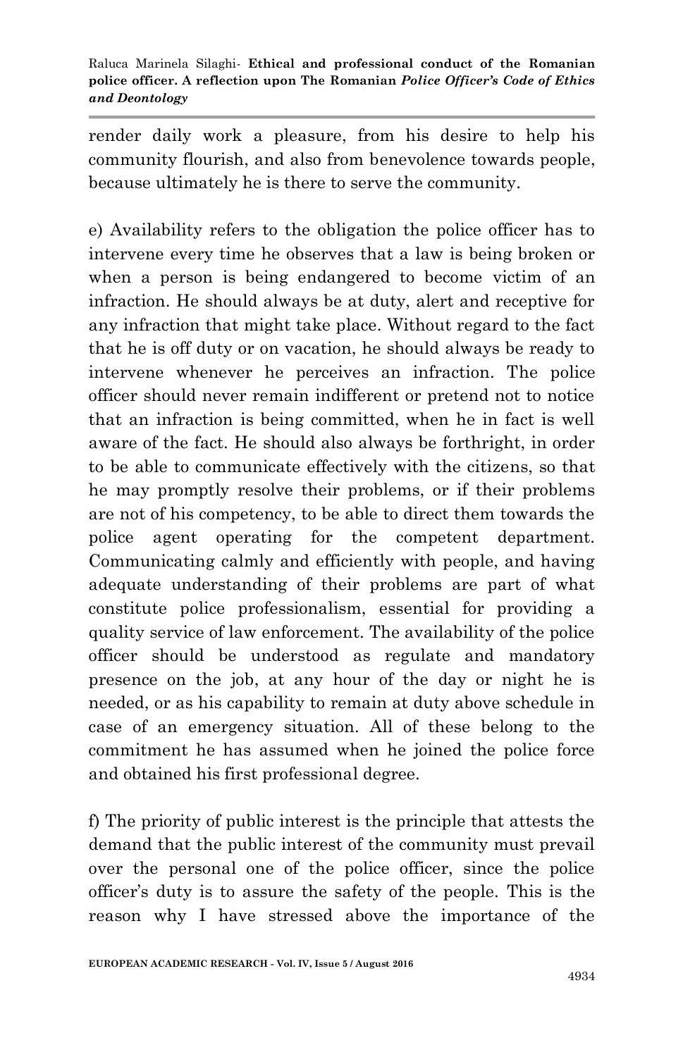render daily work a pleasure, from his desire to help his community flourish, and also from benevolence towards people, because ultimately he is there to serve the community.

e) Availability refers to the obligation the police officer has to intervene every time he observes that a law is being broken or when a person is being endangered to become victim of an infraction. He should always be at duty, alert and receptive for any infraction that might take place. Without regard to the fact that he is off duty or on vacation, he should always be ready to intervene whenever he perceives an infraction. The police officer should never remain indifferent or pretend not to notice that an infraction is being committed, when he in fact is well aware of the fact. He should also always be forthright, in order to be able to communicate effectively with the citizens, so that he may promptly resolve their problems, or if their problems are not of his competency, to be able to direct them towards the police agent operating for the competent department. Communicating calmly and efficiently with people, and having adequate understanding of their problems are part of what constitute police professionalism, essential for providing a quality service of law enforcement. The availability of the police officer should be understood as regulate and mandatory presence on the job, at any hour of the day or night he is needed, or as his capability to remain at duty above schedule in case of an emergency situation. All of these belong to the commitment he has assumed when he joined the police force and obtained his first professional degree.

f) The priority of public interest is the principle that attests the demand that the public interest of the community must prevail over the personal one of the police officer, since the police officer's duty is to assure the safety of the people. This is the reason why I have stressed above the importance of the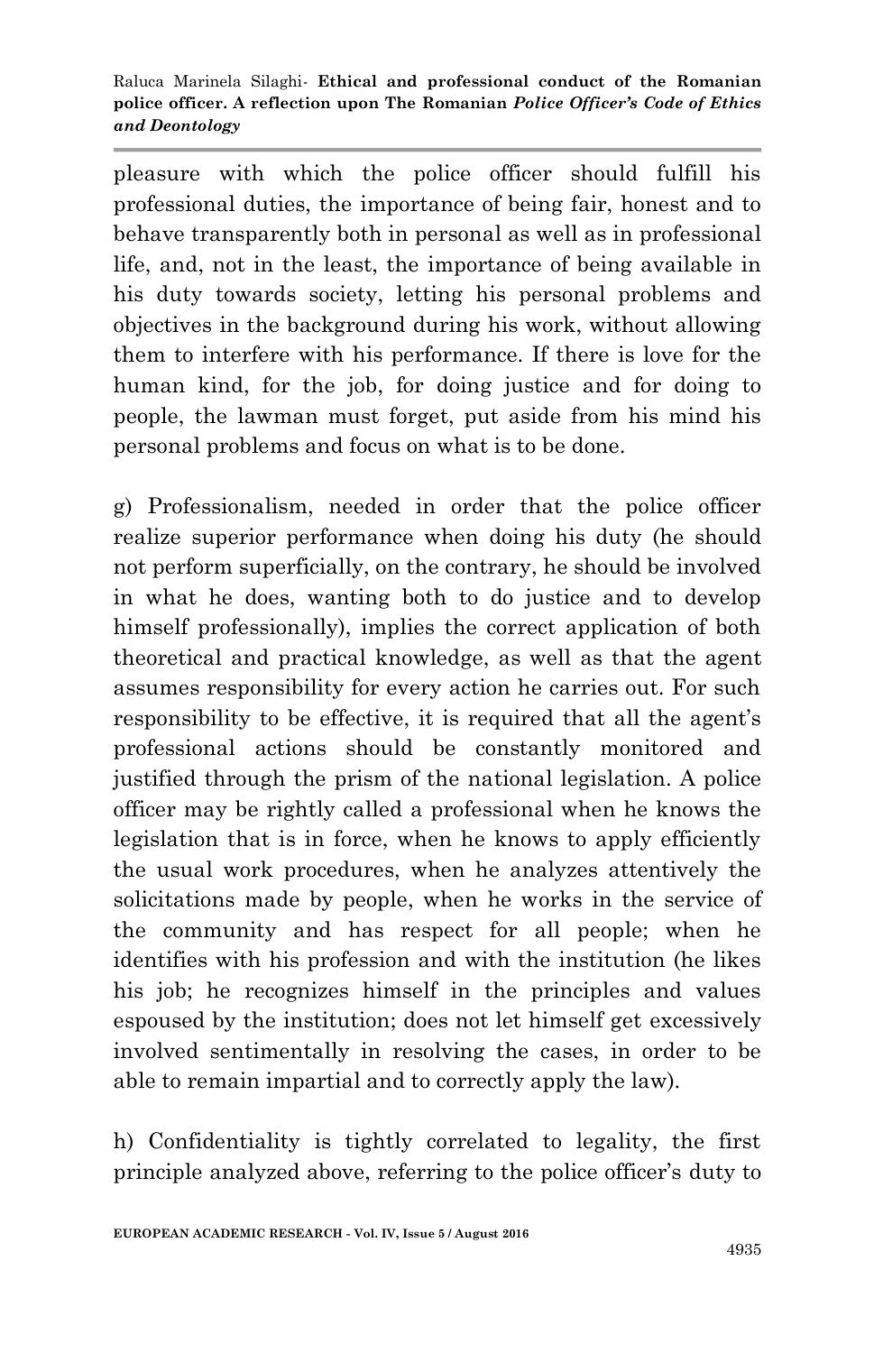pleasure with which the police officer should fulfill his professional duties, the importance of being fair, honest and to behave transparently both in personal as well as in professional life, and, not in the least, the importance of being available in his duty towards society, letting his personal problems and objectives in the background during his work, without allowing them to interfere with his performance. If there is love for the human kind, for the job, for doing justice and for doing to people, the lawman must forget, put aside from his mind his personal problems and focus on what is to be done.

g) Professionalism, needed in order that the police officer realize superior performance when doing his duty (he should not perform superficially, on the contrary, he should be involved in what he does, wanting both to do justice and to develop himself professionally), implies the correct application of both theoretical and practical knowledge, as well as that the agent assumes responsibility for every action he carries out. For such responsibility to be effective, it is required that all the agent's professional actions should be constantly monitored and justified through the prism of the national legislation. A police officer may be rightly called a professional when he knows the legislation that is in force, when he knows to apply efficiently the usual work procedures, when he analyzes attentively the solicitations made by people, when he works in the service of the community and has respect for all people; when he identifies with his profession and with the institution (he likes his job; he recognizes himself in the principles and values espoused by the institution; does not let himself get excessively involved sentimentally in resolving the cases, in order to be able to remain impartial and to correctly apply the law).

h) Confidentiality is tightly correlated to legality, the first principle analyzed above, referring to the police officer's duty to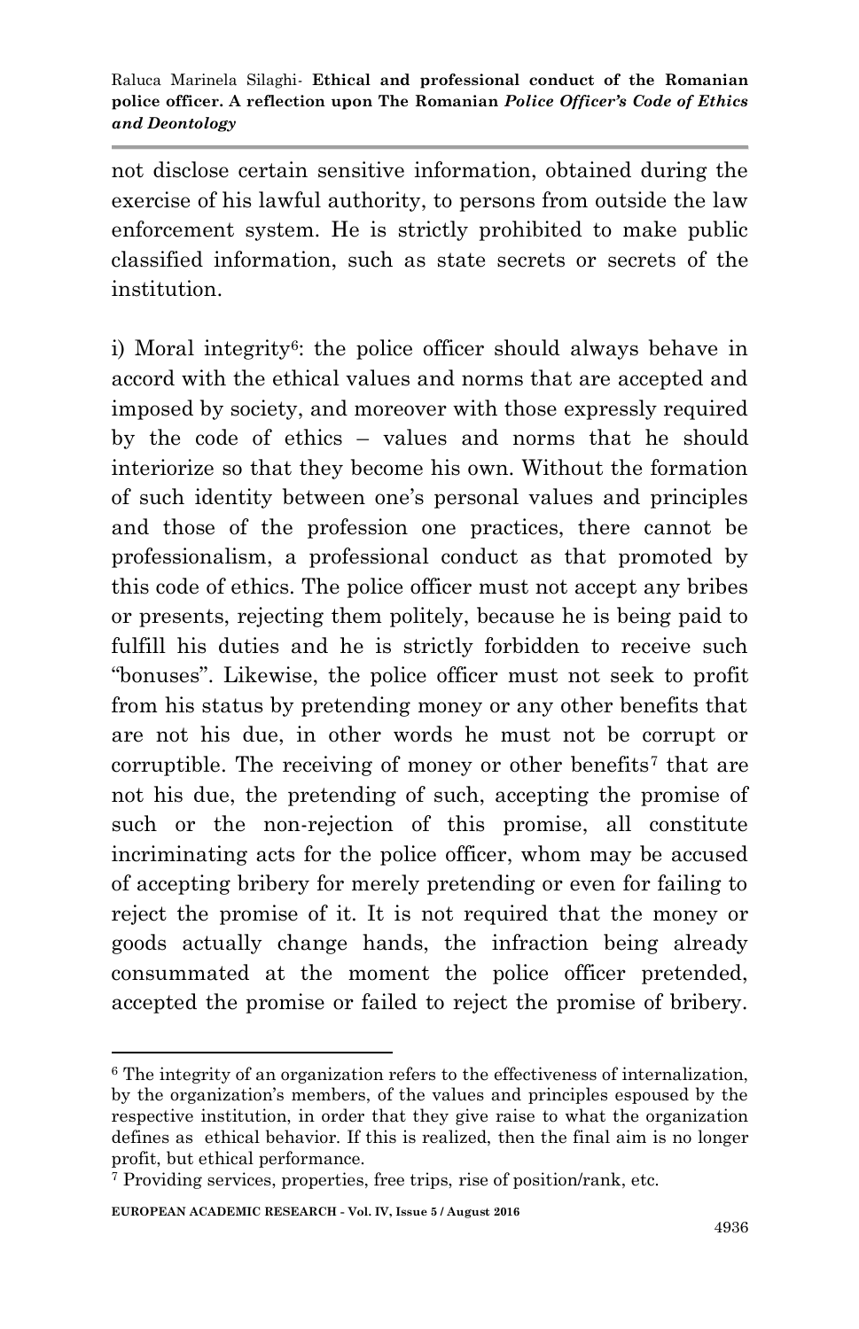not disclose certain sensitive information, obtained during the exercise of his lawful authority, to persons from outside the law enforcement system. He is strictly prohibited to make public classified information, such as state secrets or secrets of the institution.

i) Moral integrity[6]: the police officer should always behave in accord with the ethical values and norms that are accepted and imposed by society, and moreover with those expressly required by the code of ethics – values and norms that he should interiorize so that they become his own. Without the formation of such identity between one's personal values and principles and those of the profession one practices, there cannot be professionalism, a professional conduct as that promoted by this code of ethics. The police officer must not accept any bribes or presents, rejecting them politely, because he is being paid to fulfill his duties and he is strictly forbidden to receive such "bonuses". Likewise, the police officer must not seek to profit from his status by pretending money or any other benefits that are not his due, in other words he must not be corrupt or corruptible. The receiving of money or other benefits[7] that are not his due, the pretending of such, accepting the promise of such or the non-rejection of this promise, all constitute incriminating acts for the police officer, whom may be accused of accepting bribery for merely pretending or even for failing to reject the promise of it. It is not required that the money or goods actually change hands, the infraction being already consummated at the moment the police officer pretended, accepted the promise or failed to reject the promise of bribery.

---

[6] The integrity of an organization refers to the effectiveness of internalization, by the organization's members, of the values and principles espoused by the respective institution, in order that they give raise to what the organization defines as ethical behavior. If this is realized, then the final aim is no longer profit, but ethical performance.

[7] Providing services, properties, free trips, rise of position/rank, etc.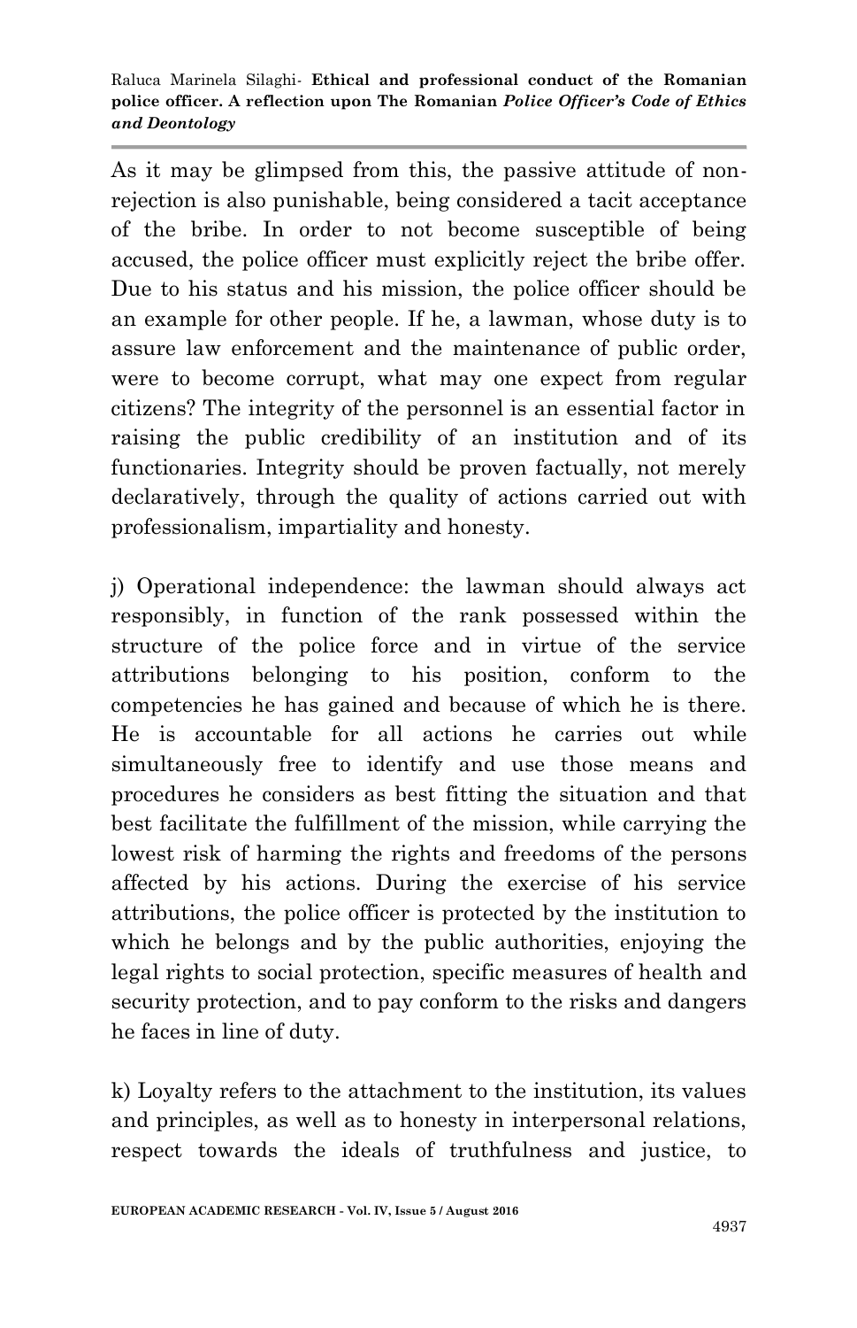As it may be glimpsed from this, the passive attitude of non-rejection is also punishable, being considered a tacit acceptance of the bribe. In order to not become susceptible of being accused, the police officer must explicitly reject the bribe offer. Due to his status and his mission, the police officer should be an example for other people. If he, a lawman, whose duty is to assure law enforcement and the maintenance of public order, were to become corrupt, what may one expect from regular citizens? The integrity of the personnel is an essential factor in raising the public credibility of an institution and of its functionaries. Integrity should be proven factually, not merely declaratively, through the quality of actions carried out with professionalism, impartiality and honesty.

j) Operational independence: the lawman should always act responsibly, in function of the rank possessed within the structure of the police force and in virtue of the service attributions belonging to his position, conform to the competencies he has gained and because of which he is there. He is accountable for all actions he carries out while simultaneously free to identify and use those means and procedures he considers as best fitting the situation and that best facilitate the fulfillment of the mission, while carrying the lowest risk of harming the rights and freedoms of the persons affected by his actions. During the exercise of his service attributions, the police officer is protected by the institution to which he belongs and by the public authorities, enjoying the legal rights to social protection, specific measures of health and security protection, and to pay conform to the risks and dangers he faces in line of duty.

k) Loyalty refers to the attachment to the institution, its values and principles, as well as to honesty in interpersonal relations, respect towards the ideals of truthfulness and justice, to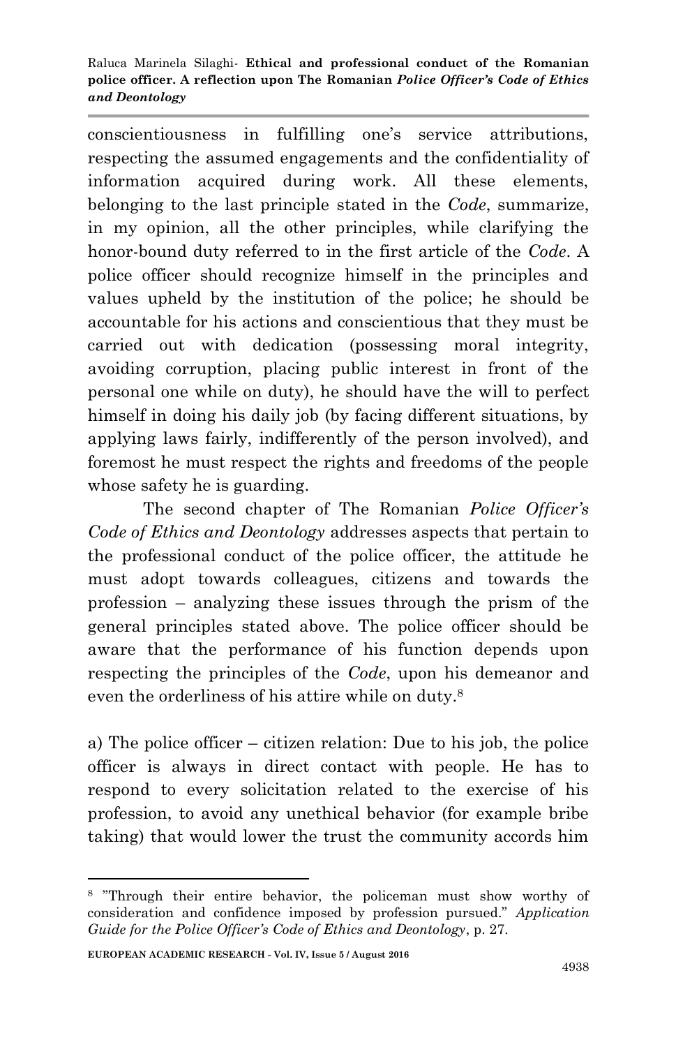conscientiousness in fulfilling one's service attributions, respecting the assumed engagements and the confidentiality of information acquired during work. All these elements, belonging to the last principle stated in the *Code*, summarize, in my opinion, all the other principles, while clarifying the honor-bound duty referred to in the first article of the *Code*. A police officer should recognize himself in the principles and values upheld by the institution of the police; he should be accountable for his actions and conscientious that they must be carried out with dedication (possessing moral integrity, avoiding corruption, placing public interest in front of the personal one while on duty), he should have the will to perfect himself in doing his daily job (by facing different situations, by applying laws fairly, indifferently of the person involved), and foremost he must respect the rights and freedoms of the people whose safety he is guarding.

The second chapter of The Romanian *Police Officer's Code of Ethics and Deontology* addresses aspects that pertain to the professional conduct of the police officer, the attitude he must adopt towards colleagues, citizens and towards the profession – analyzing these issues through the prism of the general principles stated above. The police officer should be aware that the performance of his function depends upon respecting the principles of the *Code*, upon his demeanor and even the orderliness of his attire while on duty.[8]

a) The police officer – citizen relation: Due to his job, the police officer is always in direct contact with people. He has to respond to every solicitation related to the exercise of his profession, to avoid any unethical behavior (for example bribe taking) that would lower the trust the community accords him

---

[8] "Through their entire behavior, the policeman must show worthy of consideration and confidence imposed by profession pursued." *Application Guide for the Police Officer's Code of Ethics and Deontology*, p. 27.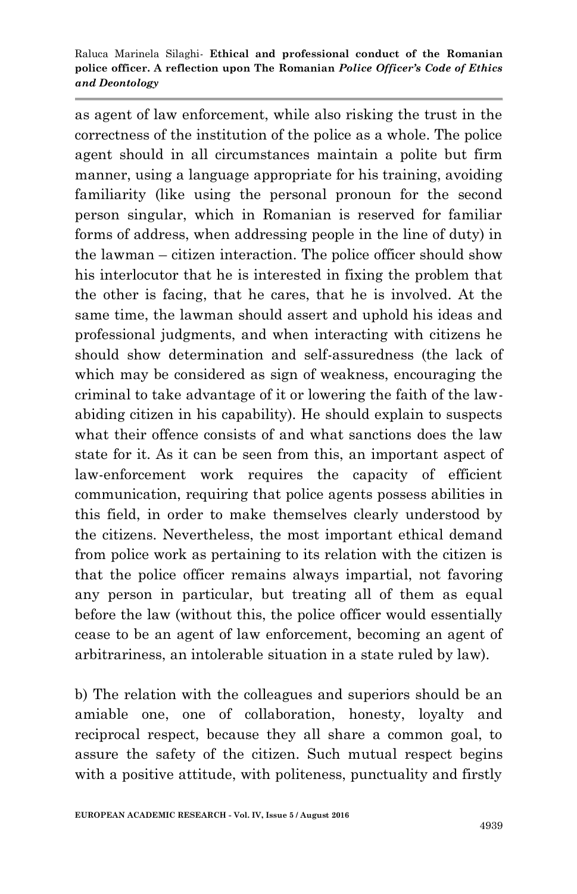as agent of law enforcement, while also risking the trust in the correctness of the institution of the police as a whole. The police agent should in all circumstances maintain a polite but firm manner, using a language appropriate for his training, avoiding familiarity (like using the personal pronoun for the second person singular, which in Romanian is reserved for familiar forms of address, when addressing people in the line of duty) in the lawman – citizen interaction. The police officer should show his interlocutor that he is interested in fixing the problem that the other is facing, that he cares, that he is involved. At the same time, the lawman should assert and uphold his ideas and professional judgments, and when interacting with citizens he should show determination and self-assuredness (the lack of which may be considered as sign of weakness, encouraging the criminal to take advantage of it or lowering the faith of the law-abiding citizen in his capability). He should explain to suspects what their offence consists of and what sanctions does the law state for it. As it can be seen from this, an important aspect of law-enforcement work requires the capacity of efficient communication, requiring that police agents possess abilities in this field, in order to make themselves clearly understood by the citizens. Nevertheless, the most important ethical demand from police work as pertaining to its relation with the citizen is that the police officer remains always impartial, not favoring any person in particular, but treating all of them as equal before the law (without this, the police officer would essentially cease to be an agent of law enforcement, becoming an agent of arbitrariness, an intolerable situation in a state ruled by law).

b) The relation with the colleagues and superiors should be an amiable one, one of collaboration, honesty, loyalty and reciprocal respect, because they all share a common goal, to assure the safety of the citizen. Such mutual respect begins with a positive attitude, with politeness, punctuality and firstly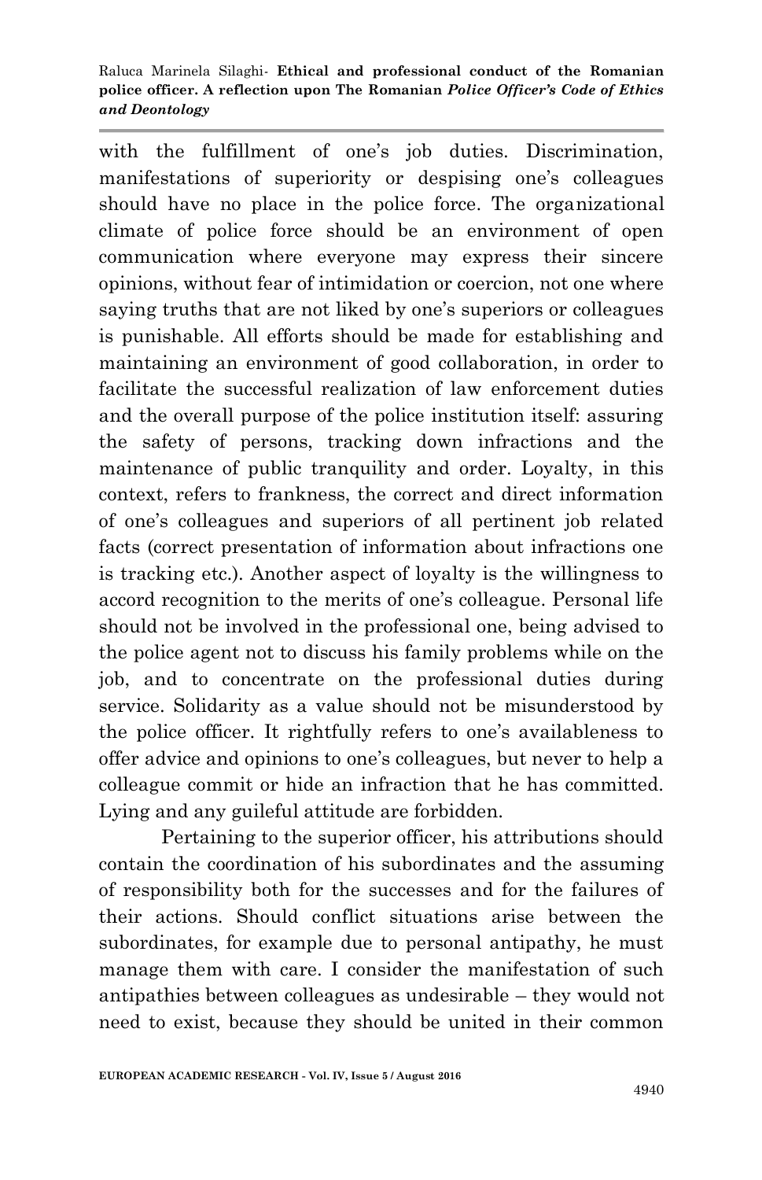with the fulfillment of one's job duties. Discrimination, manifestations of superiority or despising one's colleagues should have no place in the police force. The organizational climate of police force should be an environment of open communication where everyone may express their sincere opinions, without fear of intimidation or coercion, not one where saying truths that are not liked by one's superiors or colleagues is punishable. All efforts should be made for establishing and maintaining an environment of good collaboration, in order to facilitate the successful realization of law enforcement duties and the overall purpose of the police institution itself: assuring the safety of persons, tracking down infractions and the maintenance of public tranquility and order. Loyalty, in this context, refers to frankness, the correct and direct information of one's colleagues and superiors of all pertinent job related facts (correct presentation of information about infractions one is tracking etc.). Another aspect of loyalty is the willingness to accord recognition to the merits of one's colleague. Personal life should not be involved in the professional one, being advised to the police agent not to discuss his family problems while on the job, and to concentrate on the professional duties during service. Solidarity as a value should not be misunderstood by the police officer. It rightfully refers to one's availableness to offer advice and opinions to one's colleagues, but never to help a colleague commit or hide an infraction that he has committed. Lying and any guileful attitude are forbidden.

Pertaining to the superior officer, his attributions should contain the coordination of his subordinates and the assuming of responsibility both for the successes and for the failures of their actions. Should conflict situations arise between the subordinates, for example due to personal antipathy, he must manage them with care. I consider the manifestation of such antipathies between colleagues as undesirable – they would not need to exist, because they should be united in their common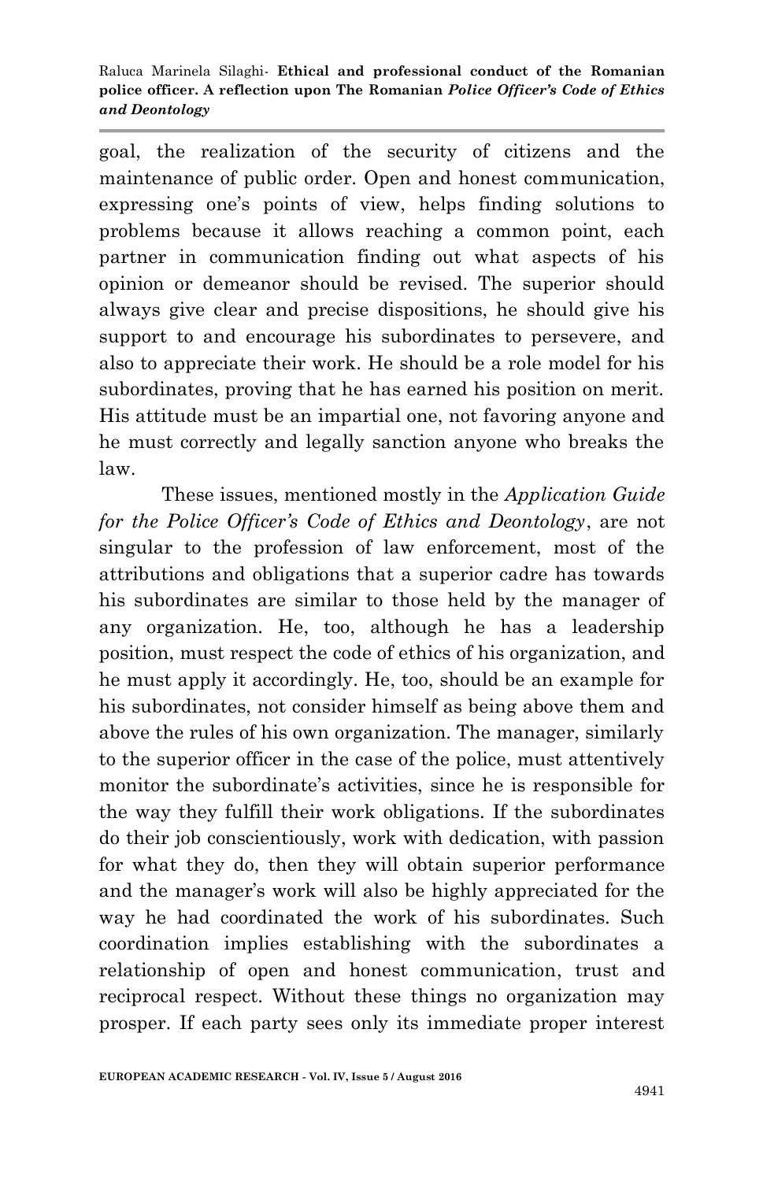goal, the realization of the security of citizens and the maintenance of public order. Open and honest communication, expressing one's points of view, helps finding solutions to problems because it allows reaching a common point, each partner in communication finding out what aspects of his opinion or demeanor should be revised. The superior should always give clear and precise dispositions, he should give his support to and encourage his subordinates to persevere, and also to appreciate their work. He should be a role model for his subordinates, proving that he has earned his position on merit. His attitude must be an impartial one, not favoring anyone and he must correctly and legally sanction anyone who breaks the law.

These issues, mentioned mostly in the *Application Guide for the Police Officer's Code of Ethics and Deontology*, are not singular to the profession of law enforcement, most of the attributions and obligations that a superior cadre has towards his subordinates are similar to those held by the manager of any organization. He, too, although he has a leadership position, must respect the code of ethics of his organization, and he must apply it accordingly. He, too, should be an example for his subordinates, not consider himself as being above them and above the rules of his own organization. The manager, similarly to the superior officer in the case of the police, must attentively monitor the subordinate's activities, since he is responsible for the way they fulfill their work obligations. If the subordinates do their job conscientiously, work with dedication, with passion for what they do, then they will obtain superior performance and the manager's work will also be highly appreciated for the way he had coordinated the work of his subordinates. Such coordination implies establishing with the subordinates a relationship of open and honest communication, trust and reciprocal respect. Without these things no organization may prosper. If each party sees only its immediate proper interest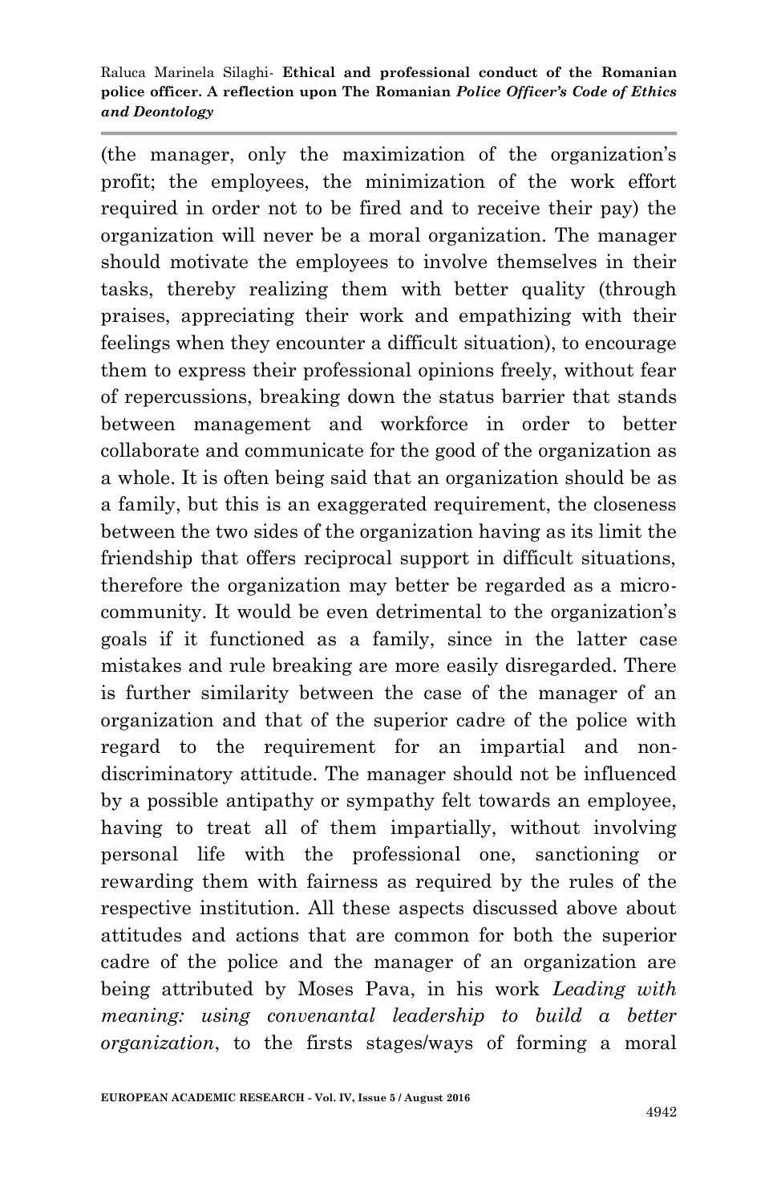(the manager, only the maximization of the organization's profit; the employees, the minimization of the work effort required in order not to be fired and to receive their pay) the organization will never be a moral organization. The manager should motivate the employees to involve themselves in their tasks, thereby realizing them with better quality (through praises, appreciating their work and empathizing with their feelings when they encounter a difficult situation), to encourage them to express their professional opinions freely, without fear of repercussions, breaking down the status barrier that stands between management and workforce in order to better collaborate and communicate for the good of the organization as a whole. It is often being said that an organization should be as a family, but this is an exaggerated requirement, the closeness between the two sides of the organization having as its limit the friendship that offers reciprocal support in difficult situations, therefore the organization may better be regarded as a micro-community. It would be even detrimental to the organization's goals if it functioned as a family, since in the latter case mistakes and rule breaking are more easily disregarded. There is further similarity between the case of the manager of an organization and that of the superior cadre of the police with regard to the requirement for an impartial and non-discriminatory attitude. The manager should not be influenced by a possible antipathy or sympathy felt towards an employee, having to treat all of them impartially, without involving personal life with the professional one, sanctioning or rewarding them with fairness as required by the rules of the respective institution. All these aspects discussed above about attitudes and actions that are common for both the superior cadre of the police and the manager of an organization are being attributed by Moses Pava, in his work *Leading with meaning: using convenantal leadership to build a better organization*, to the firsts stages/ways of forming a moral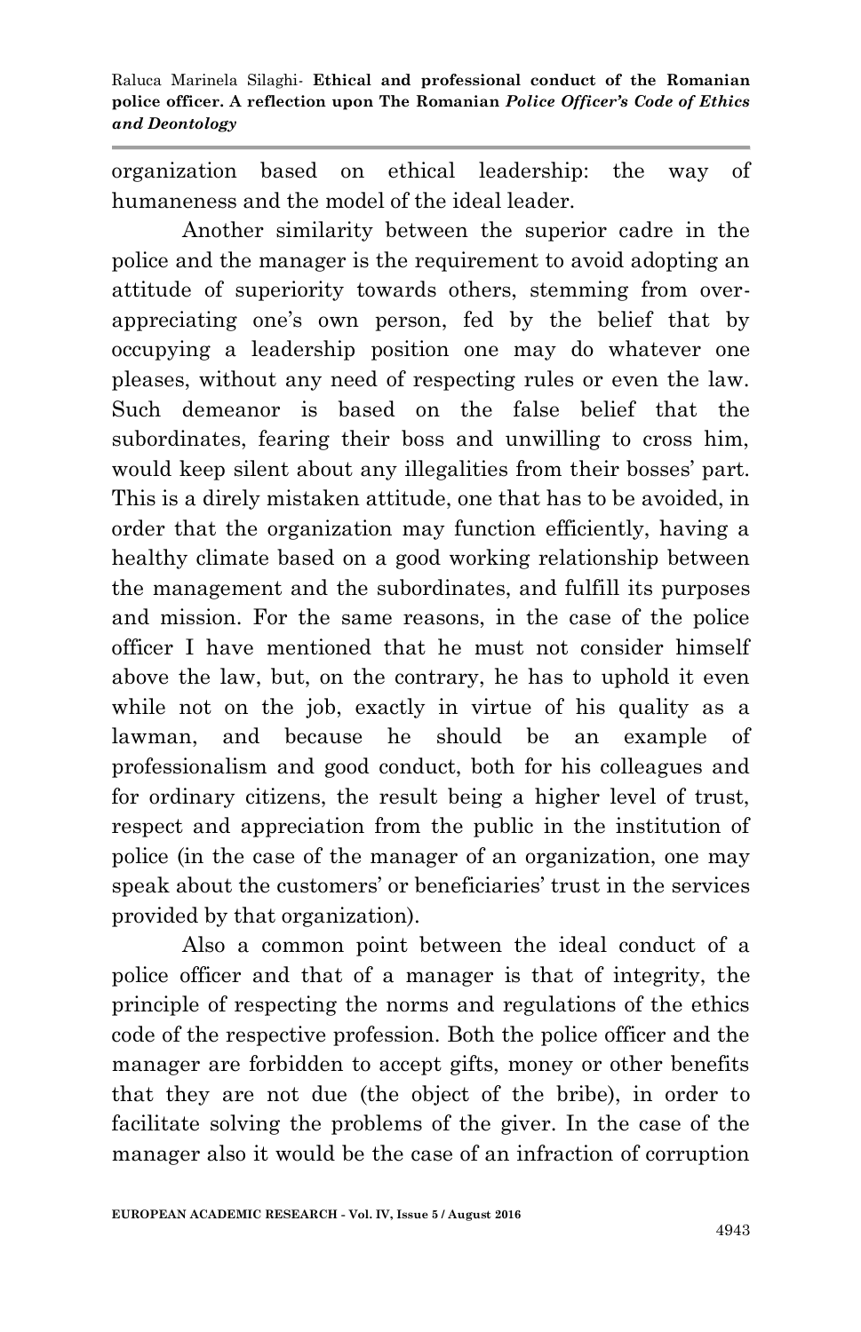organization based on ethical leadership: the way of humaneness and the model of the ideal leader.

Another similarity between the superior cadre in the police and the manager is the requirement to avoid adopting an attitude of superiority towards others, stemming from over-appreciating one's own person, fed by the belief that by occupying a leadership position one may do whatever one pleases, without any need of respecting rules or even the law. Such demeanor is based on the false belief that the subordinates, fearing their boss and unwilling to cross him, would keep silent about any illegalities from their bosses' part. This is a direly mistaken attitude, one that has to be avoided, in order that the organization may function efficiently, having a healthy climate based on a good working relationship between the management and the subordinates, and fulfill its purposes and mission. For the same reasons, in the case of the police officer I have mentioned that he must not consider himself above the law, but, on the contrary, he has to uphold it even while not on the job, exactly in virtue of his quality as a lawman, and because he should be an example of professionalism and good conduct, both for his colleagues and for ordinary citizens, the result being a higher level of trust, respect and appreciation from the public in the institution of police (in the case of the manager of an organization, one may speak about the customers' or beneficiaries' trust in the services provided by that organization).

Also a common point between the ideal conduct of a police officer and that of a manager is that of integrity, the principle of respecting the norms and regulations of the ethics code of the respective profession. Both the police officer and the manager are forbidden to accept gifts, money or other benefits that they are not due (the object of the bribe), in order to facilitate solving the problems of the giver. In the case of the manager also it would be the case of an infraction of corruption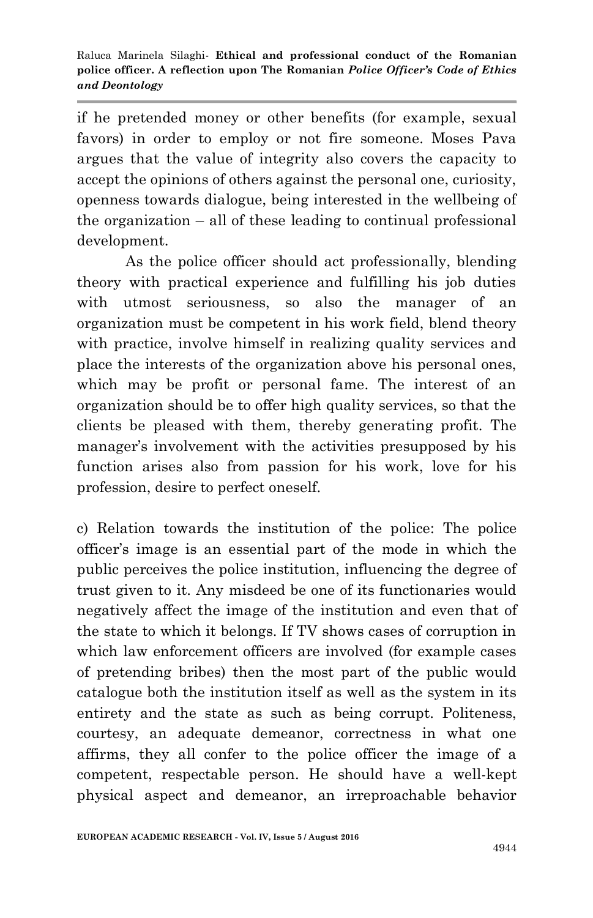if he pretended money or other benefits (for example, sexual favors) in order to employ or not fire someone. Moses Pava argues that the value of integrity also covers the capacity to accept the opinions of others against the personal one, curiosity, openness towards dialogue, being interested in the wellbeing of the organization – all of these leading to continual professional development.

As the police officer should act professionally, blending theory with practical experience and fulfilling his job duties with utmost seriousness, so also the manager of an organization must be competent in his work field, blend theory with practice, involve himself in realizing quality services and place the interests of the organization above his personal ones, which may be profit or personal fame. The interest of an organization should be to offer high quality services, so that the clients be pleased with them, thereby generating profit. The manager's involvement with the activities presupposed by his function arises also from passion for his work, love for his profession, desire to perfect oneself.

c) Relation towards the institution of the police: The police officer's image is an essential part of the mode in which the public perceives the police institution, influencing the degree of trust given to it. Any misdeed be one of its functionaries would negatively affect the image of the institution and even that of the state to which it belongs. If TV shows cases of corruption in which law enforcement officers are involved (for example cases of pretending bribes) then the most part of the public would catalogue both the institution itself as well as the system in its entirety and the state as such as being corrupt. Politeness, courtesy, an adequate demeanor, correctness in what one affirms, they all confer to the police officer the image of a competent, respectable person. He should have a well-kept physical aspect and demeanor, an irreproachable behavior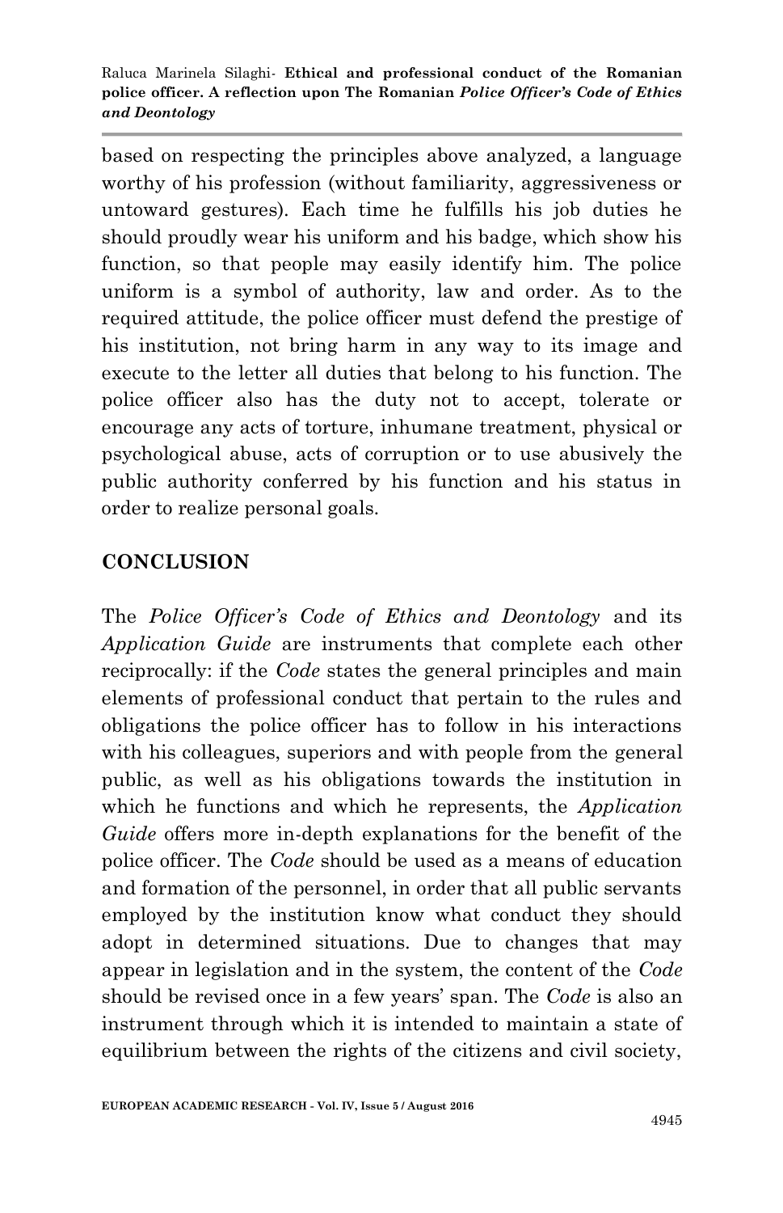based on respecting the principles above analyzed, a language worthy of his profession (without familiarity, aggressiveness or untoward gestures). Each time he fulfills his job duties he should proudly wear his uniform and his badge, which show his function, so that people may easily identify him. The police uniform is a symbol of authority, law and order. As to the required attitude, the police officer must defend the prestige of his institution, not bring harm in any way to its image and execute to the letter all duties that belong to his function. The police officer also has the duty not to accept, tolerate or encourage any acts of torture, inhumane treatment, physical or psychological abuse, acts of corruption or to use abusively the public authority conferred by his function and his status in order to realize personal goals.

## CONCLUSION

The *Police Officer's Code of Ethics and Deontology* and its *Application Guide* are instruments that complete each other reciprocally: if the *Code* states the general principles and main elements of professional conduct that pertain to the rules and obligations the police officer has to follow in his interactions with his colleagues, superiors and with people from the general public, as well as his obligations towards the institution in which he functions and which he represents, the *Application Guide* offers more in-depth explanations for the benefit of the police officer. The *Code* should be used as a means of education and formation of the personnel, in order that all public servants employed by the institution know what conduct they should adopt in determined situations. Due to changes that may appear in legislation and in the system, the content of the *Code* should be revised once in a few years' span. The *Code* is also an instrument through which it is intended to maintain a state of equilibrium between the rights of the citizens and civil society,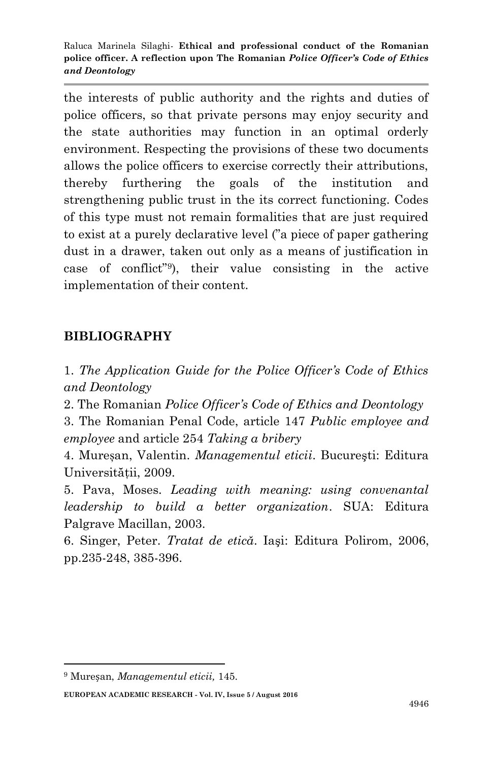the interests of public authority and the rights and duties of police officers, so that private persons may enjoy security and the state authorities may function in an optimal orderly environment. Respecting the provisions of these two documents allows the police officers to exercise correctly their attributions, thereby furthering the goals of the institution and strengthening public trust in the its correct functioning. Codes of this type must not remain formalities that are just required to exist at a purely declarative level ("a piece of paper gathering dust in a drawer, taken out only as a means of justification in case of conflict"[9]), their value consisting in the active implementation of their content.

## BIBLIOGRAPHY

1. *The Application Guide for the Police Officer's Code of Ethics and Deontology*
2. The Romanian *Police Officer's Code of Ethics and Deontology*
3. The Romanian Penal Code, article 147 *Public employee and employee* and article 254 *Taking a bribery*
4. Mureșan, Valentin. *Managementul eticii*. Bucureşti: Editura Universității, 2009.
5. Pava, Moses. *Leading with meaning: using convenantal leadership to build a better organization*. SUA: Editura Palgrave Macillan, 2003.
6. Singer, Peter. *Tratat de etică*. Iaşi: Editura Polirom, 2006, pp.235-248, 385-396.

---

[9] Mureșan, *Managementul eticii,* 145.